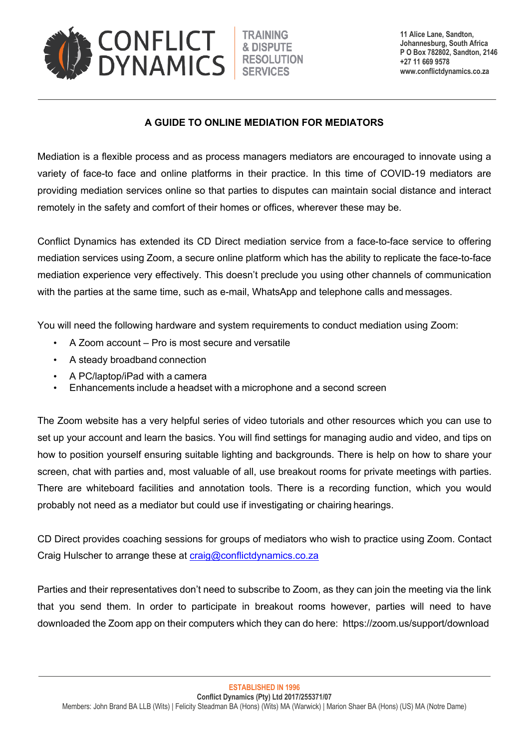# A GUIDE TO ONLINE MEDIATION FOR MEDIATORS

Mediation is a flexible process and as process managers mediators are encouraged to innovate using a variety of face-to face and online platforms in their practice. In this time of COVID-19 mediators are providing mediation services online so that parties to disputes can maintain social distance and interact remotely in the safety and comfort of their homes or offices, wherever these may be.

Conflict Dynamics has extended its CD Direct mediation service from a face-to-face service to offering mediation services using Zoom, a secure online platform which has the ability to replicate the face-to-face mediation experience very effectively. This doesn't preclude you using other channels of communication with the parties at the same time, such as e-mail, WhatsApp and telephone calls and messages.

You will need the following hardware and system requirements to conduct mediation using Zoom:

- A Zoom account – Pro is most secure and versatile
- A steady broadband connection
- A PC/laptop/iPad with a camera
- Enhancements include a headset with a microphone and a second screen

The Zoom website has a very helpful series of video tutorials and other resources which you can use to set up your account and learn the basics. You will find settings for managing audio and video, and tips on how to position yourself ensuring suitable lighting and backgrounds. There is help on how to share your screen, chat with parties and, most valuable of all, use breakout rooms for private meetings with parties. There are whiteboard facilities and annotation tools. There is a recording function, which you would probably not need as a mediator but could use if investigating or chairing hearings.

CD Direct provides coaching sessions for groups of mediators who wish to practice using Zoom. Contact Craig Hulscher to arrange these at craig@conflictdynamics.co.za

Parties and their representatives don't need to subscribe to Zoom, as they can join the meeting via the link that you send them. In order to participate in breakout rooms however, parties will need to have downloaded the Zoom app on their computers which they can do here: https://zoom.us/support/download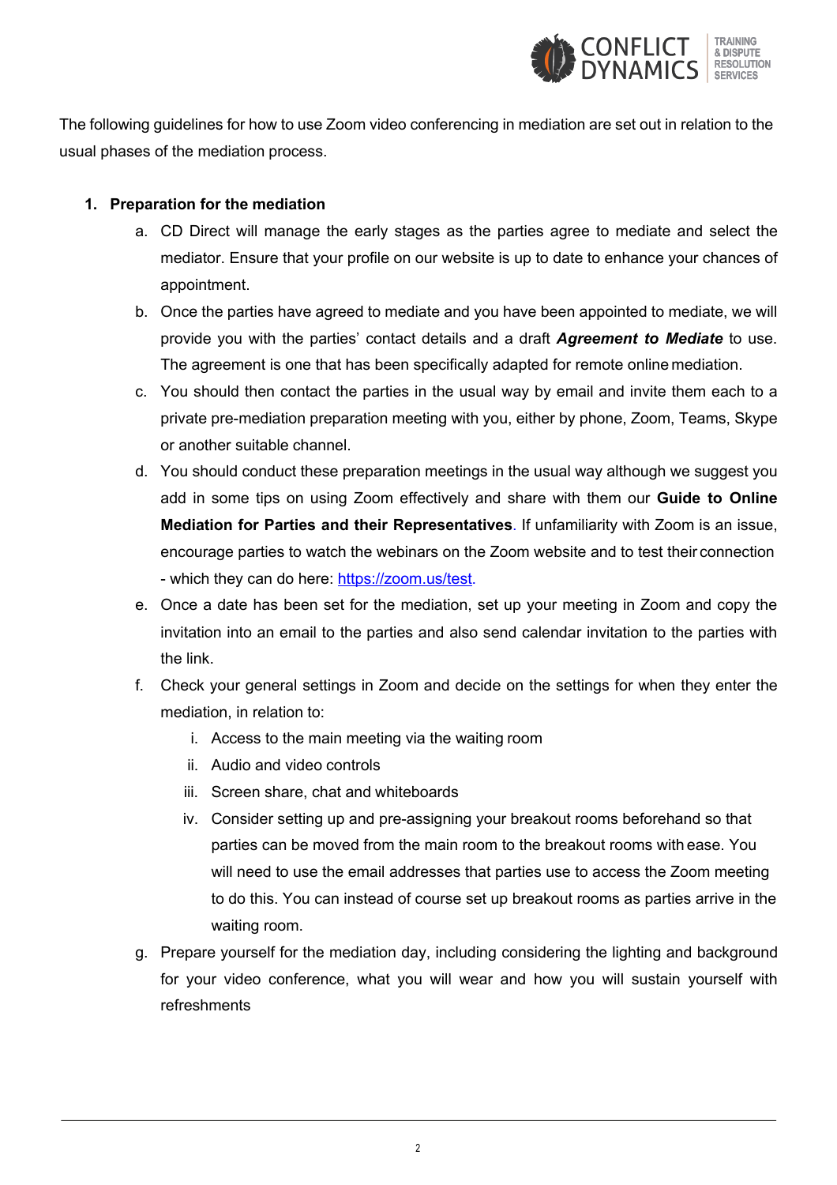The following guidelines for how to use Zoom video conferencing in mediation are set out in relation to the usual phases of the mediation process.

1. **Preparation for the mediation**
   a. CD Direct will manage the early stages as the parties agree to mediate and select the mediator. Ensure that your profile on our website is up to date to enhance your chances of appointment.
   b. Once the parties have agreed to mediate and you have been appointed to mediate, we will provide you with the parties' contact details and a draft ***Agreement to Mediate*** to use. The agreement is one that has been specifically adapted for remote online mediation.
   c. You should then contact the parties in the usual way by email and invite them each to a private pre-mediation preparation meeting with you, either by phone, Zoom, Teams, Skype or another suitable channel.
   d. You should conduct these preparation meetings in the usual way although we suggest you add in some tips on using Zoom effectively and share with them our **Guide to Online Mediation for Parties and their Representatives**. If unfamiliarity with Zoom is an issue, encourage parties to watch the webinars on the Zoom website and to test their connection - which they can do here: https://zoom.us/test.
   e. Once a date has been set for the mediation, set up your meeting in Zoom and copy the invitation into an email to the parties and also send calendar invitation to the parties with the link.
   f. Check your general settings in Zoom and decide on the settings for when they enter the mediation, in relation to:
      i. Access to the main meeting via the waiting room
      ii. Audio and video controls
      iii. Screen share, chat and whiteboards
      iv. Consider setting up and pre-assigning your breakout rooms beforehand so that parties can be moved from the main room to the breakout rooms with ease. You will need to use the email addresses that parties use to access the Zoom meeting to do this. You can instead of course set up breakout rooms as parties arrive in the waiting room.
   g. Prepare yourself for the mediation day, including considering the lighting and background for your video conference, what you will wear and how you will sustain yourself with refreshments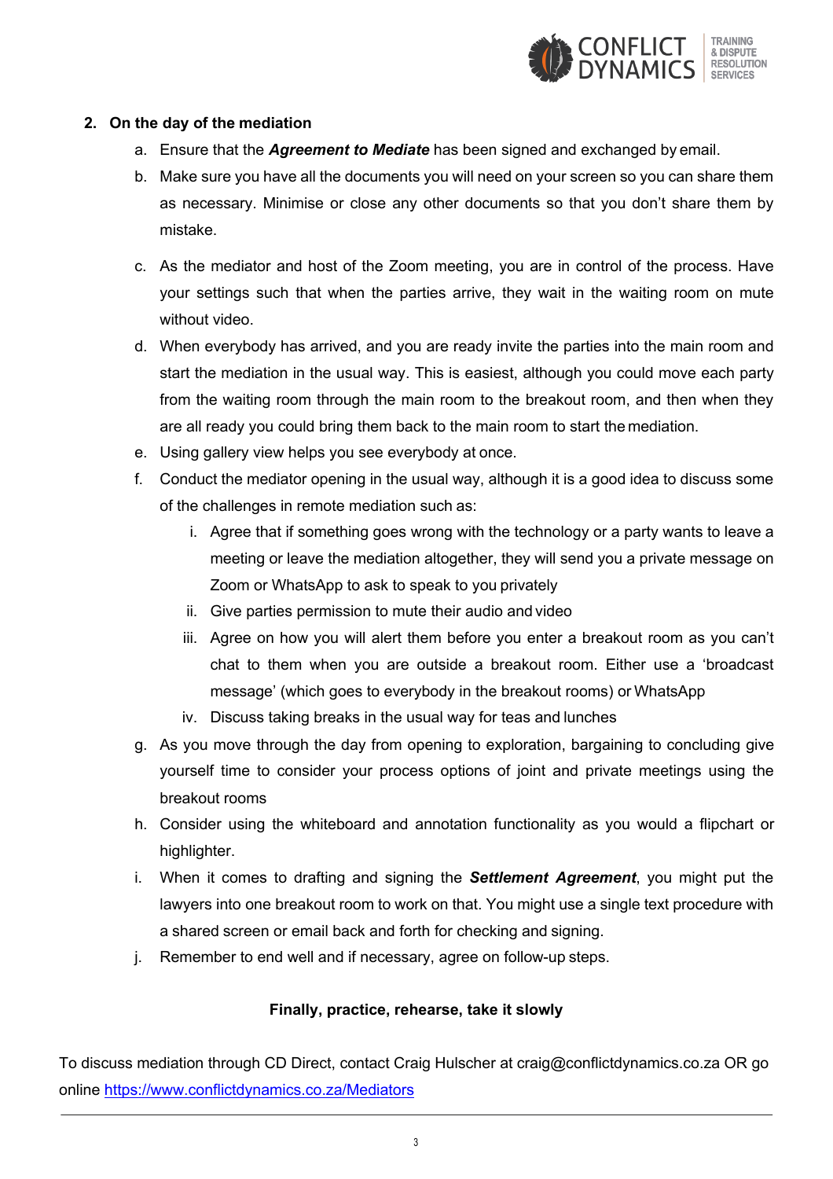**2. On the day of the mediation**

a. Ensure that the ***Agreement to Mediate*** has been signed and exchanged by email.

b. Make sure you have all the documents you will need on your screen so you can share them as necessary. Minimise or close any other documents so that you don't share them by mistake.

c. As the mediator and host of the Zoom meeting, you are in control of the process. Have your settings such that when the parties arrive, they wait in the waiting room on mute without video.

d. When everybody has arrived, and you are ready invite the parties into the main room and start the mediation in the usual way. This is easiest, although you could move each party from the waiting room through the main room to the breakout room, and then when they are all ready you could bring them back to the main room to start the mediation.

e. Using gallery view helps you see everybody at once.

f. Conduct the mediator opening in the usual way, although it is a good idea to discuss some of the challenges in remote mediation such as:

   i. Agree that if something goes wrong with the technology or a party wants to leave a meeting or leave the mediation altogether, they will send you a private message on Zoom or WhatsApp to ask to speak to you privately

   ii. Give parties permission to mute their audio and video

   iii. Agree on how you will alert them before you enter a breakout room as you can't chat to them when you are outside a breakout room. Either use a 'broadcast message' (which goes to everybody in the breakout rooms) or WhatsApp

   iv. Discuss taking breaks in the usual way for teas and lunches

g. As you move through the day from opening to exploration, bargaining to concluding give yourself time to consider your process options of joint and private meetings using the breakout rooms

h. Consider using the whiteboard and annotation functionality as you would a flipchart or highlighter.

i. When it comes to drafting and signing the ***Settlement Agreement***, you might put the lawyers into one breakout room to work on that. You might use a single text procedure with a shared screen or email back and forth for checking and signing.

j. Remember to end well and if necessary, agree on follow-up steps.

**Finally, practice, rehearse, take it slowly**

To discuss mediation through CD Direct, contact Craig Hulscher at craig@conflictdynamics.co.za OR go online https://www.conflictdynamics.co.za/Mediators